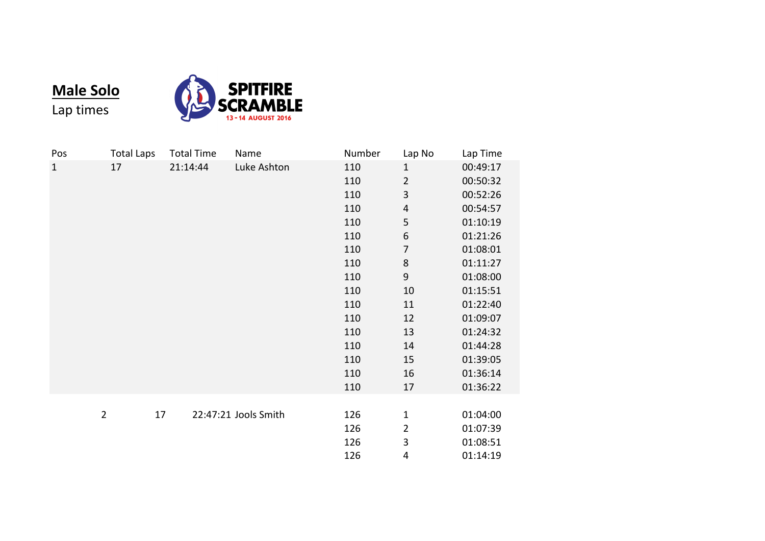## Male Solo

Lap times

SPITFIRE SCRAMBLE
13 - 14 AUGUST 2016

| Pos | Total Laps | Total Time | Name | Number | Lap No | Lap Time |
|---|---|---|---|---|---|---|
| 1 | 17 | 21:14:44 | Luke Ashton | 110 | 1 | 00:49:17 |
| | | | | 110 | 2 | 00:50:32 |
| | | | | 110 | 3 | 00:52:26 |
| | | | | 110 | 4 | 00:54:57 |
| | | | | 110 | 5 | 01:10:19 |
| | | | | 110 | 6 | 01:21:26 |
| | | | | 110 | 7 | 01:08:01 |
| | | | | 110 | 8 | 01:11:27 |
| | | | | 110 | 9 | 01:08:00 |
| | | | | 110 | 10 | 01:15:51 |
| | | | | 110 | 11 | 01:22:40 |
| | | | | 110 | 12 | 01:09:07 |
| | | | | 110 | 13 | 01:24:32 |
| | | | | 110 | 14 | 01:44:28 |
| | | | | 110 | 15 | 01:39:05 |
| | | | | 110 | 16 | 01:36:14 |
| | | | | 110 | 17 | 01:36:22 |
| 2 | 17 | 22:47:21 | Jools Smith | 126 | 1 | 01:04:00 |
| | | | | 126 | 2 | 01:07:39 |
| | | | | 126 | 3 | 01:08:51 |
| | | | | 126 | 4 | 01:14:19 |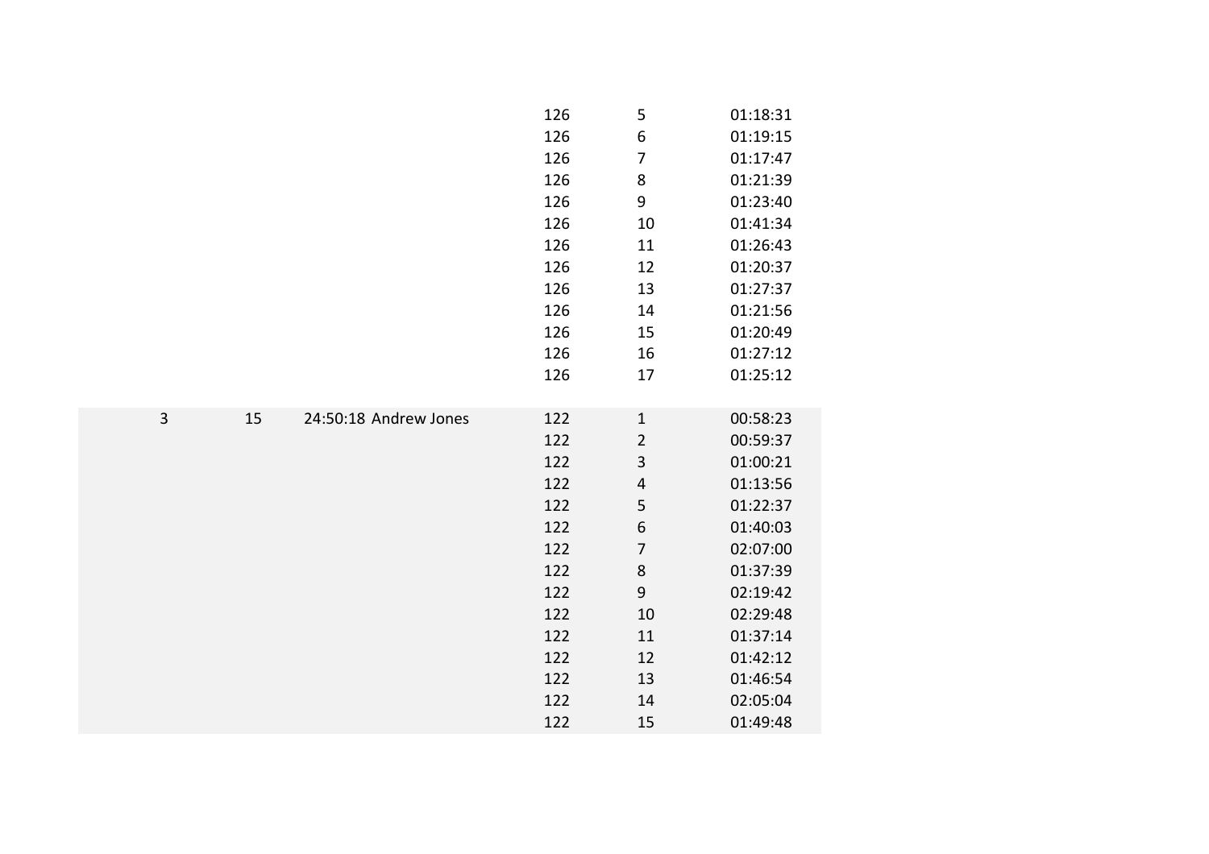| | | | | | |
|---|---|---|---|---|---|
| | | | 126 | 5 | 01:18:31 |
| | | | 126 | 6 | 01:19:15 |
| | | | 126 | 7 | 01:17:47 |
| | | | 126 | 8 | 01:21:39 |
| | | | 126 | 9 | 01:23:40 |
| | | | 126 | 10 | 01:41:34 |
| | | | 126 | 11 | 01:26:43 |
| | | | 126 | 12 | 01:20:37 |
| | | | 126 | 13 | 01:27:37 |
| | | | 126 | 14 | 01:21:56 |
| | | | 126 | 15 | 01:20:49 |
| | | | 126 | 16 | 01:27:12 |
| | | | 126 | 17 | 01:25:12 |
| 3 | 15 | 24:50:18 | Andrew Jones | 122 | 1 | 00:58:23 |
| | | | | 122 | 2 | 00:59:37 |
| | | | | 122 | 3 | 01:00:21 |
| | | | | 122 | 4 | 01:13:56 |
| | | | | 122 | 5 | 01:22:37 |
| | | | | 122 | 6 | 01:40:03 |
| | | | | 122 | 7 | 02:07:00 |
| | | | | 122 | 8 | 01:37:39 |
| | | | | 122 | 9 | 02:19:42 |
| | | | | 122 | 10 | 02:29:48 |
| | | | | 122 | 11 | 01:37:14 |
| | | | | 122 | 12 | 01:42:12 |
| | | | | 122 | 13 | 01:46:54 |
| | | | | 122 | 14 | 02:05:04 |
| | | | | 122 | 15 | 01:49:48 |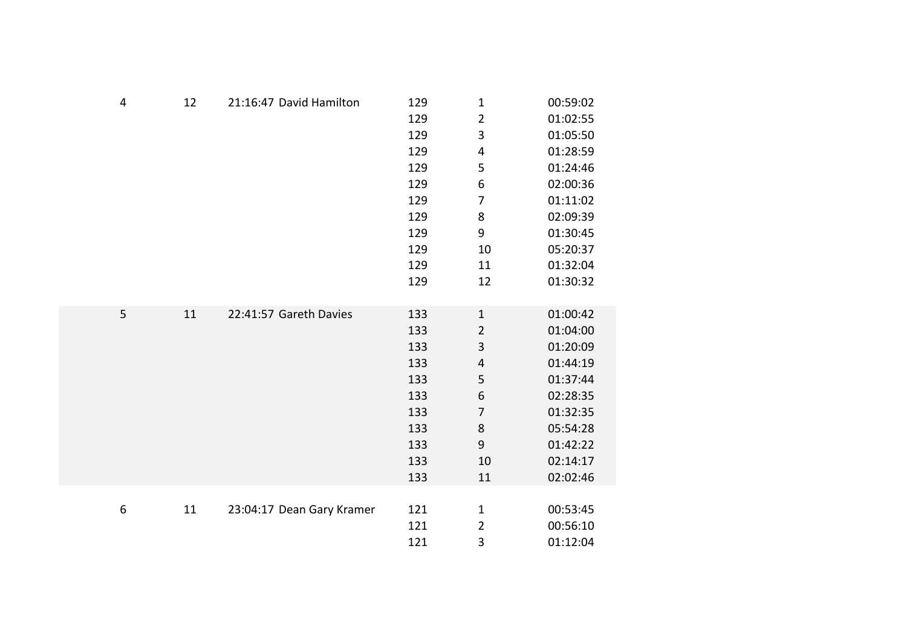| | | | | | | |
|---|---|---|---|---|---|---|
| 4 | 12 | 21:16:47 | David Hamilton | 129 | 1 | 00:59:02 |
| | | | | 129 | 2 | 01:02:55 |
| | | | | 129 | 3 | 01:05:50 |
| | | | | 129 | 4 | 01:28:59 |
| | | | | 129 | 5 | 01:24:46 |
| | | | | 129 | 6 | 02:00:36 |
| | | | | 129 | 7 | 01:11:02 |
| | | | | 129 | 8 | 02:09:39 |
| | | | | 129 | 9 | 01:30:45 |
| | | | | 129 | 10 | 05:20:37 |
| | | | | 129 | 11 | 01:32:04 |
| | | | | 129 | 12 | 01:30:32 |
| 5 | 11 | 22:41:57 | Gareth Davies | 133 | 1 | 01:00:42 |
| | | | | 133 | 2 | 01:04:00 |
| | | | | 133 | 3 | 01:20:09 |
| | | | | 133 | 4 | 01:44:19 |
| | | | | 133 | 5 | 01:37:44 |
| | | | | 133 | 6 | 02:28:35 |
| | | | | 133 | 7 | 01:32:35 |
| | | | | 133 | 8 | 05:54:28 |
| | | | | 133 | 9 | 01:42:22 |
| | | | | 133 | 10 | 02:14:17 |
| | | | | 133 | 11 | 02:02:46 |
| 6 | 11 | 23:04:17 | Dean Gary Kramer | 121 | 1 | 00:53:45 |
| | | | | 121 | 2 | 00:56:10 |
| | | | | 121 | 3 | 01:12:04 |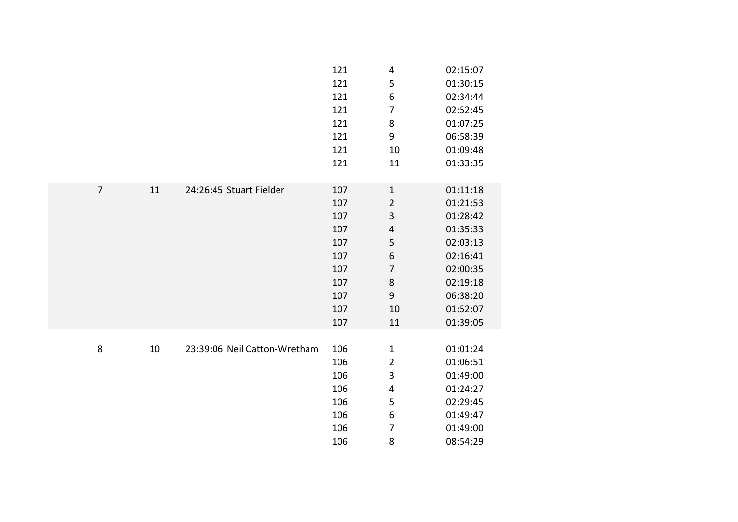|  |  |  |  |  |  |
|---|---|---|---|---|---|
|  |  |  | 121 | 4 | 02:15:07 |
|  |  |  | 121 | 5 | 01:30:15 |
|  |  |  | 121 | 6 | 02:34:44 |
|  |  |  | 121 | 7 | 02:52:45 |
|  |  |  | 121 | 8 | 01:07:25 |
|  |  |  | 121 | 9 | 06:58:39 |
|  |  |  | 121 | 10 | 01:09:48 |
|  |  |  | 121 | 11 | 01:33:35 |
| 7 | 11 | 24:26:45 Stuart Fielder | 107 | 1 | 01:11:18 |
|  |  |  | 107 | 2 | 01:21:53 |
|  |  |  | 107 | 3 | 01:28:42 |
|  |  |  | 107 | 4 | 01:35:33 |
|  |  |  | 107 | 5 | 02:03:13 |
|  |  |  | 107 | 6 | 02:16:41 |
|  |  |  | 107 | 7 | 02:00:35 |
|  |  |  | 107 | 8 | 02:19:18 |
|  |  |  | 107 | 9 | 06:38:20 |
|  |  |  | 107 | 10 | 01:52:07 |
|  |  |  | 107 | 11 | 01:39:05 |
| 8 | 10 | 23:39:06 Neil Catton-Wretham | 106 | 1 | 01:01:24 |
|  |  |  | 106 | 2 | 01:06:51 |
|  |  |  | 106 | 3 | 01:49:00 |
|  |  |  | 106 | 4 | 01:24:27 |
|  |  |  | 106 | 5 | 02:29:45 |
|  |  |  | 106 | 6 | 01:49:47 |
|  |  |  | 106 | 7 | 01:49:00 |
|  |  |  | 106 | 8 | 08:54:29 |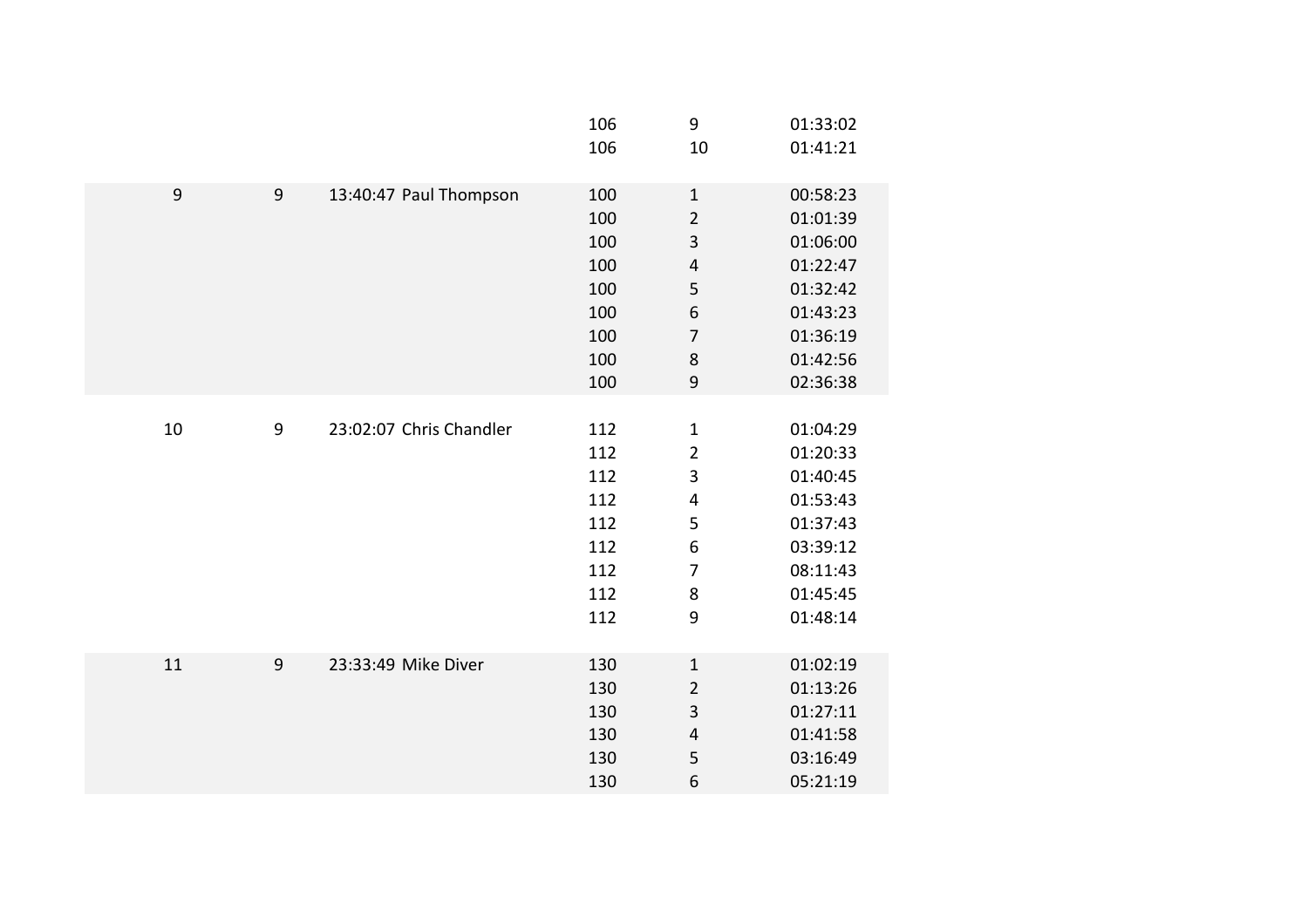| | | | | | | |
|---|---|---|---|---|---|---|
| | | | | 106 | 9 | 01:33:02 |
| | | | | 106 | 10 | 01:41:21 |
| 9 | 9 | 13:40:47 | Paul Thompson | 100 | 1 | 00:58:23 |
| | | | | 100 | 2 | 01:01:39 |
| | | | | 100 | 3 | 01:06:00 |
| | | | | 100 | 4 | 01:22:47 |
| | | | | 100 | 5 | 01:32:42 |
| | | | | 100 | 6 | 01:43:23 |
| | | | | 100 | 7 | 01:36:19 |
| | | | | 100 | 8 | 01:42:56 |
| | | | | 100 | 9 | 02:36:38 |
| 10 | 9 | 23:02:07 | Chris Chandler | 112 | 1 | 01:04:29 |
| | | | | 112 | 2 | 01:20:33 |
| | | | | 112 | 3 | 01:40:45 |
| | | | | 112 | 4 | 01:53:43 |
| | | | | 112 | 5 | 01:37:43 |
| | | | | 112 | 6 | 03:39:12 |
| | | | | 112 | 7 | 08:11:43 |
| | | | | 112 | 8 | 01:45:45 |
| | | | | 112 | 9 | 01:48:14 |
| 11 | 9 | 23:33:49 | Mike Diver | 130 | 1 | 01:02:19 |
| | | | | 130 | 2 | 01:13:26 |
| | | | | 130 | 3 | 01:27:11 |
| | | | | 130 | 4 | 01:41:58 |
| | | | | 130 | 5 | 03:16:49 |
| | | | | 130 | 6 | 05:21:19 |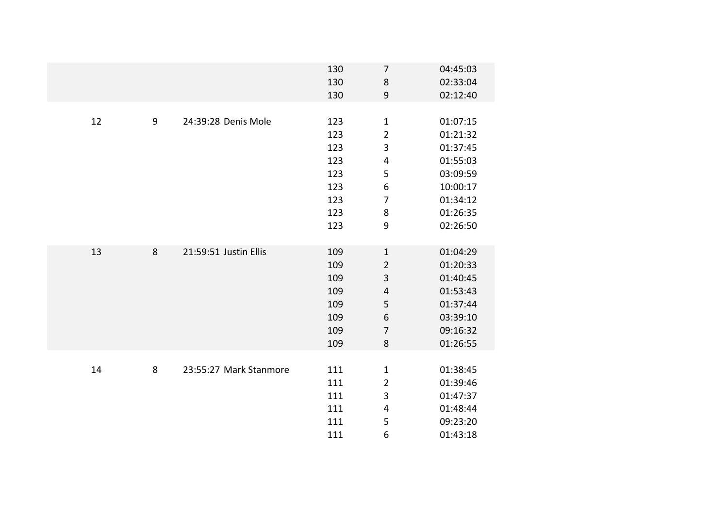| | | | | | |
|---|---|---|---|---|---|
| | | | 130 | 7 | 04:45:03 |
| | | | 130 | 8 | 02:33:04 |
| | | | 130 | 9 | 02:12:40 |
| | | | | | |
| 12 | 9 | 24:39:28 | Denis Mole | 123 | 1 | 01:07:15 |
| | | | 123 | 2 | 01:21:32 |
| | | | 123 | 3 | 01:37:45 |
| | | | 123 | 4 | 01:55:03 |
| | | | 123 | 5 | 03:09:59 |
| | | | 123 | 6 | 10:00:17 |
| | | | 123 | 7 | 01:34:12 |
| | | | 123 | 8 | 01:26:35 |
| | | | 123 | 9 | 02:26:50 |
| | | | | | |
| 13 | 8 | 21:59:51 | Justin Ellis | 109 | 1 | 01:04:29 |
| | | | 109 | 2 | 01:20:33 |
| | | | 109 | 3 | 01:40:45 |
| | | | 109 | 4 | 01:53:43 |
| | | | 109 | 5 | 01:37:44 |
| | | | 109 | 6 | 03:39:10 |
| | | | 109 | 7 | 09:16:32 |
| | | | 109 | 8 | 01:26:55 |
| | | | | | |
| 14 | 8 | 23:55:27 | Mark Stanmore | 111 | 1 | 01:38:45 |
| | | | 111 | 2 | 01:39:46 |
| | | | 111 | 3 | 01:47:37 |
| | | | 111 | 4 | 01:48:44 |
| | | | 111 | 5 | 09:23:20 |
| | | | 111 | 6 | 01:43:18 |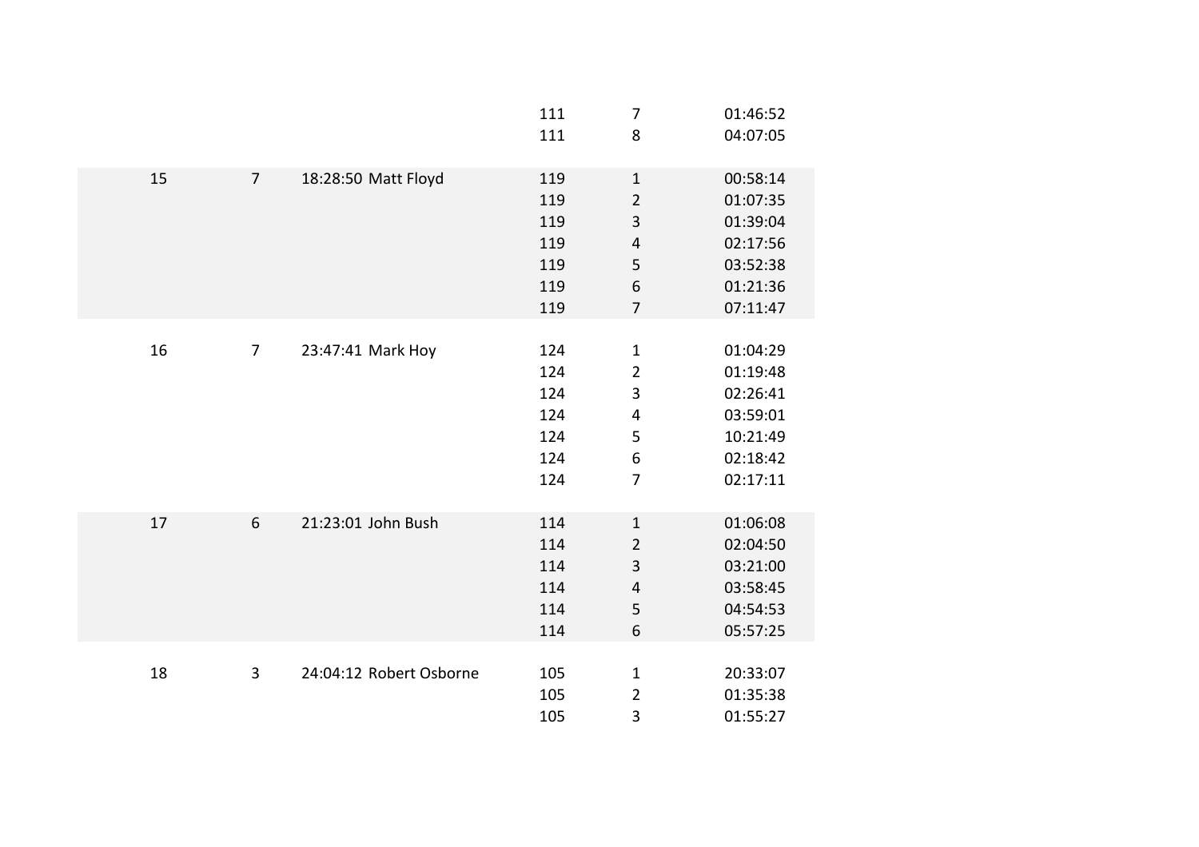| | | | | | |
|---|---|---|---|---|---|
| | | | 111 | 7 | 01:46:52 |
| | | | 111 | 8 | 04:07:05 |
| 15 | 7 | 18:28:50 | Matt Floyd | 119 | 1 | 00:58:14 |
| | | | | 119 | 2 | 01:07:35 |
| | | | | 119 | 3 | 01:39:04 |
| | | | | 119 | 4 | 02:17:56 |
| | | | | 119 | 5 | 03:52:38 |
| | | | | 119 | 6 | 01:21:36 |
| | | | | 119 | 7 | 07:11:47 |
| 16 | 7 | 23:47:41 | Mark Hoy | 124 | 1 | 01:04:29 |
| | | | | 124 | 2 | 01:19:48 |
| | | | | 124 | 3 | 02:26:41 |
| | | | | 124 | 4 | 03:59:01 |
| | | | | 124 | 5 | 10:21:49 |
| | | | | 124 | 6 | 02:18:42 |
| | | | | 124 | 7 | 02:17:11 |
| 17 | 6 | 21:23:01 | John Bush | 114 | 1 | 01:06:08 |
| | | | | 114 | 2 | 02:04:50 |
| | | | | 114 | 3 | 03:21:00 |
| | | | | 114 | 4 | 03:58:45 |
| | | | | 114 | 5 | 04:54:53 |
| | | | | 114 | 6 | 05:57:25 |
| 18 | 3 | 24:04:12 | Robert Osborne | 105 | 1 | 20:33:07 |
| | | | | 105 | 2 | 01:35:38 |
| | | | | 105 | 3 | 01:55:27 |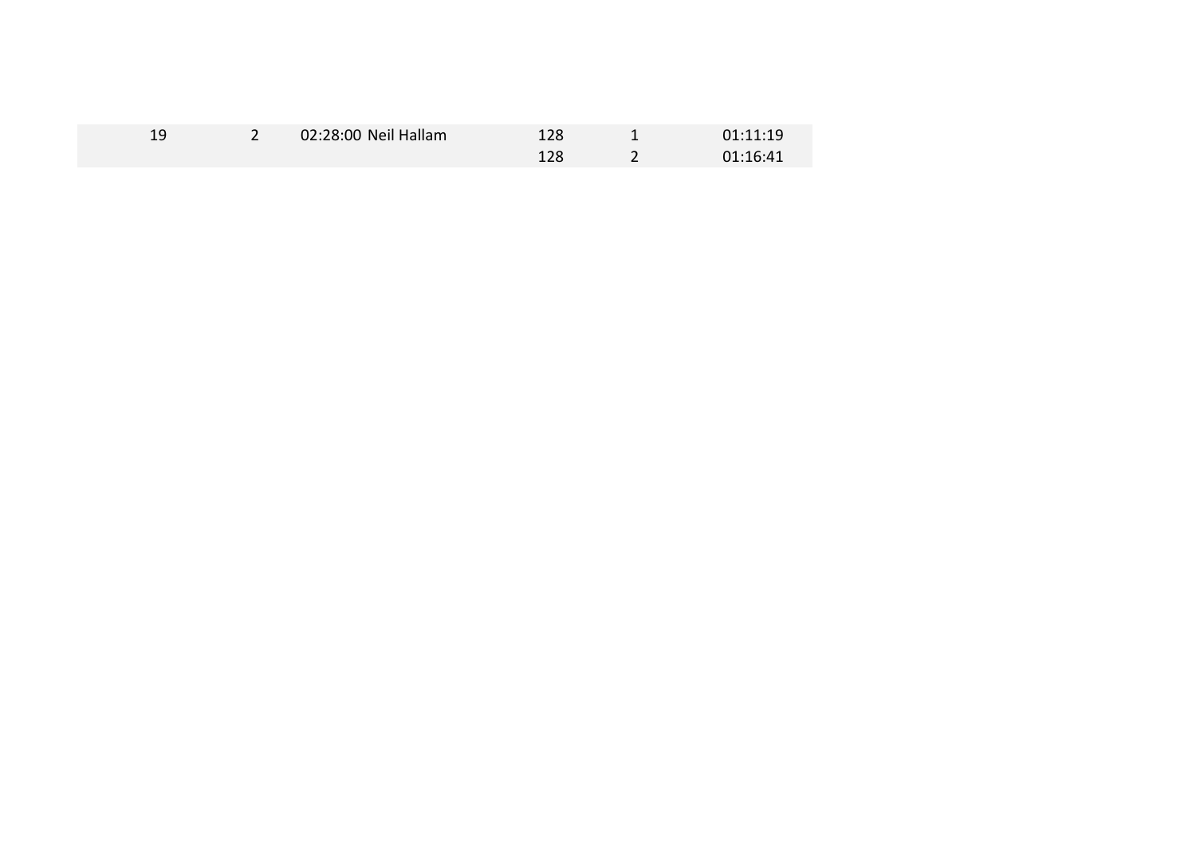| | | | | | | |
|---|---|---|---|---|---|---|
| 19 | 2 | 02:28:00 | Neil Hallam | 128 | 1 | 01:11:19 |
| | | | | 128 | 2 | 01:16:41 |